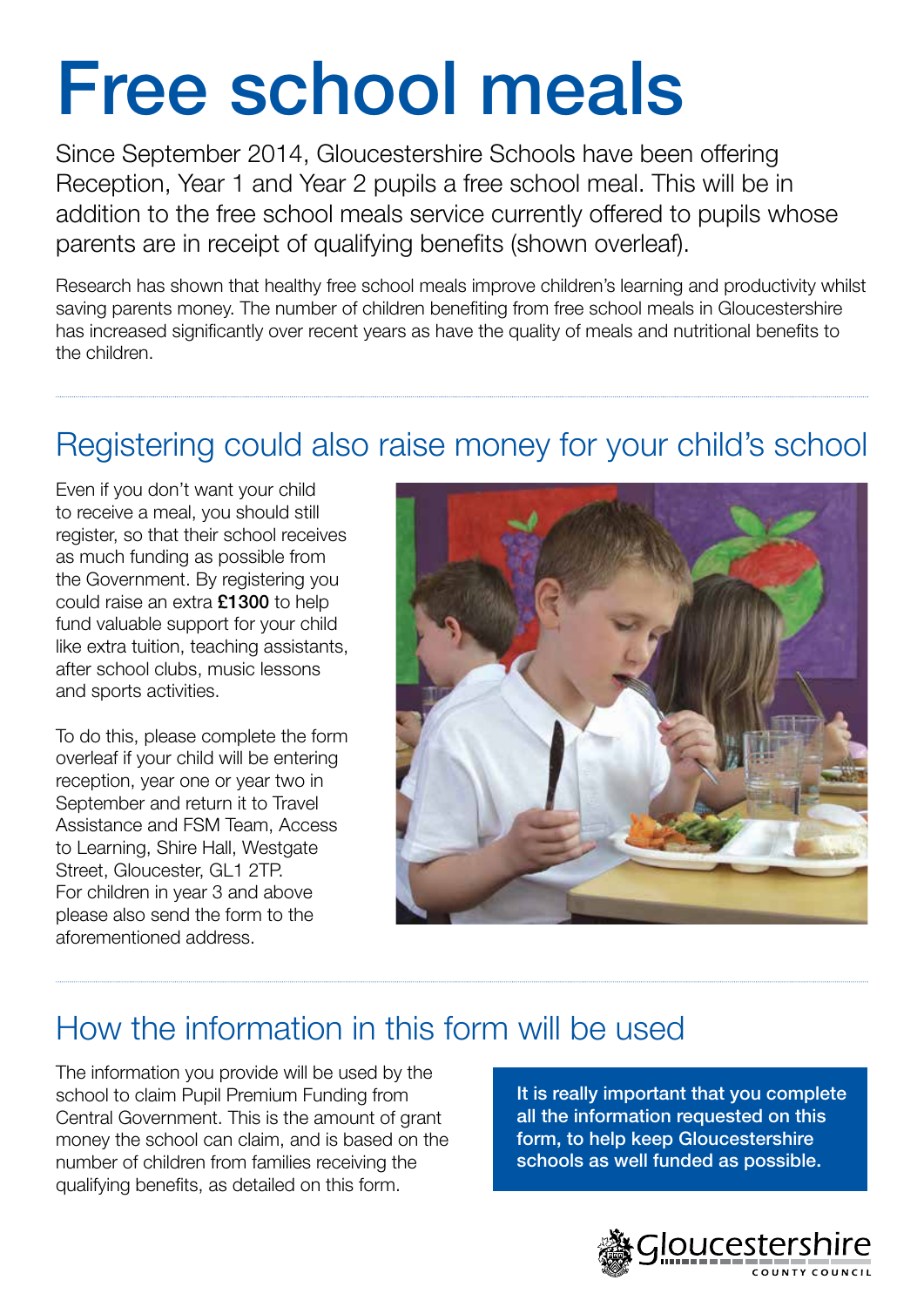# Free school meals

Since September 2014, Gloucestershire Schools have been offering Reception, Year 1 and Year 2 pupils a free school meal. This will be in addition to the free school meals service currently offered to pupils whose parents are in receipt of qualifying benefits (shown overleaf).

Research has shown that healthy free school meals improve children's learning and productivity whilst saving parents money. The number of children benefiting from free school meals in Gloucestershire has increased significantly over recent years as have the quality of meals and nutritional benefits to the children.

## Registering could also raise money for your child's school

Even if you don't want your child to receive a meal, you should still register, so that their school receives as much funding as possible from the Government. By registering you could raise an extra **£1300** to help fund valuable support for your child like extra tuition, teaching assistants, after school clubs, music lessons and sports activities.

To do this, please complete the form overleaf if your child will be entering reception, year one or year two in September and return it to Travel Assistance and FSM Team, Access to Learning, Shire Hall, Westgate Street, Gloucester, GL1 2TP.
For children in year 3 and above please also send the form to the aforementioned address.

## How the information in this form will be used

The information you provide will be used by the school to claim Pupil Premium Funding from Central Government. This is the amount of grant money the school can claim, and is based on the number of children from families receiving the qualifying benefits, as detailed on this form.

**It is really important that you complete all the information requested on this form, to help keep Gloucestershire schools as well funded as possible.**

Gloucestershire County Council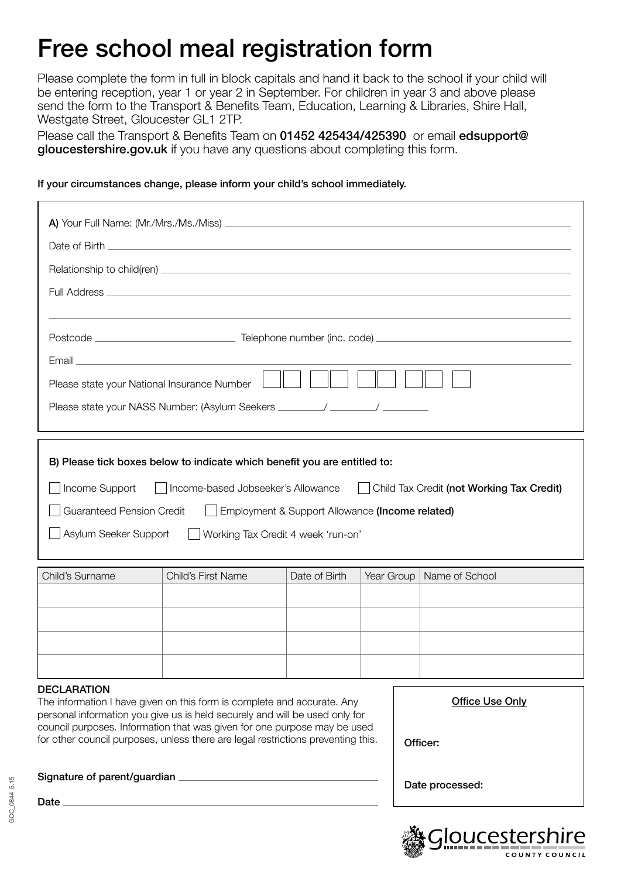# Free school meal registration form

Please complete the form in full in block capitals and hand it back to the school if your child will be entering reception, year 1 or year 2 in September. For children in year 3 and above please send the form to the Transport & Benefits Team, Education, Learning & Libraries, Shire Hall, Westgate Street, Gloucester GL1 2TP.

Please call the Transport & Benefits Team on **01452 425434/425390** or email **edsupport@gloucestershire.gov.uk** if you have any questions about completing this form.

**If your circumstances change, please inform your child's school immediately.**

**A)** Your Full Name: (Mr./Mrs./Ms./Miss) ____________________

Date of Birth ____________________

Relationship to child(ren) ____________________

Full Address ____________________

____________________

Postcode ____________________ Telephone number (inc. code) ____________________

Email ____________________

Please state your National Insurance Number ☐☐ ☐☐ ☐☐ ☐☐ ☐

Please state your NASS Number: (Asylum Seekers ________/ ________/ ________

**B) Please tick boxes below to indicate which benefit you are entitled to:**

☐ Income Support ☐ Income-based Jobseeker's Allowance ☐ Child Tax Credit **(not Working Tax Credit)**

☐ Guaranteed Pension Credit ☐ Employment & Support Allowance **(Income related)**

☐ Asylum Seeker Support ☐ Working Tax Credit 4 week 'run-on'

| Child's Surname | Child's First Name | Date of Birth | Year Group | Name of School |
|---|---|---|---|---|
| | | | | |
| | | | | |
| | | | | |
| | | | | |

**DECLARATION**

The information I have given on this form is complete and accurate. Any personal information you give us is held securely and will be used only for council purposes. Information that was given for one purpose may be used for other council purposes, unless there are legal restrictions preventing this.

**Signature of parent/guardian** ____________________

**Date** ____________________

**Office Use Only**

**Officer:**

**Date processed:**

GCC_0844 5.15

Gloucestershire COUNTY COUNCIL